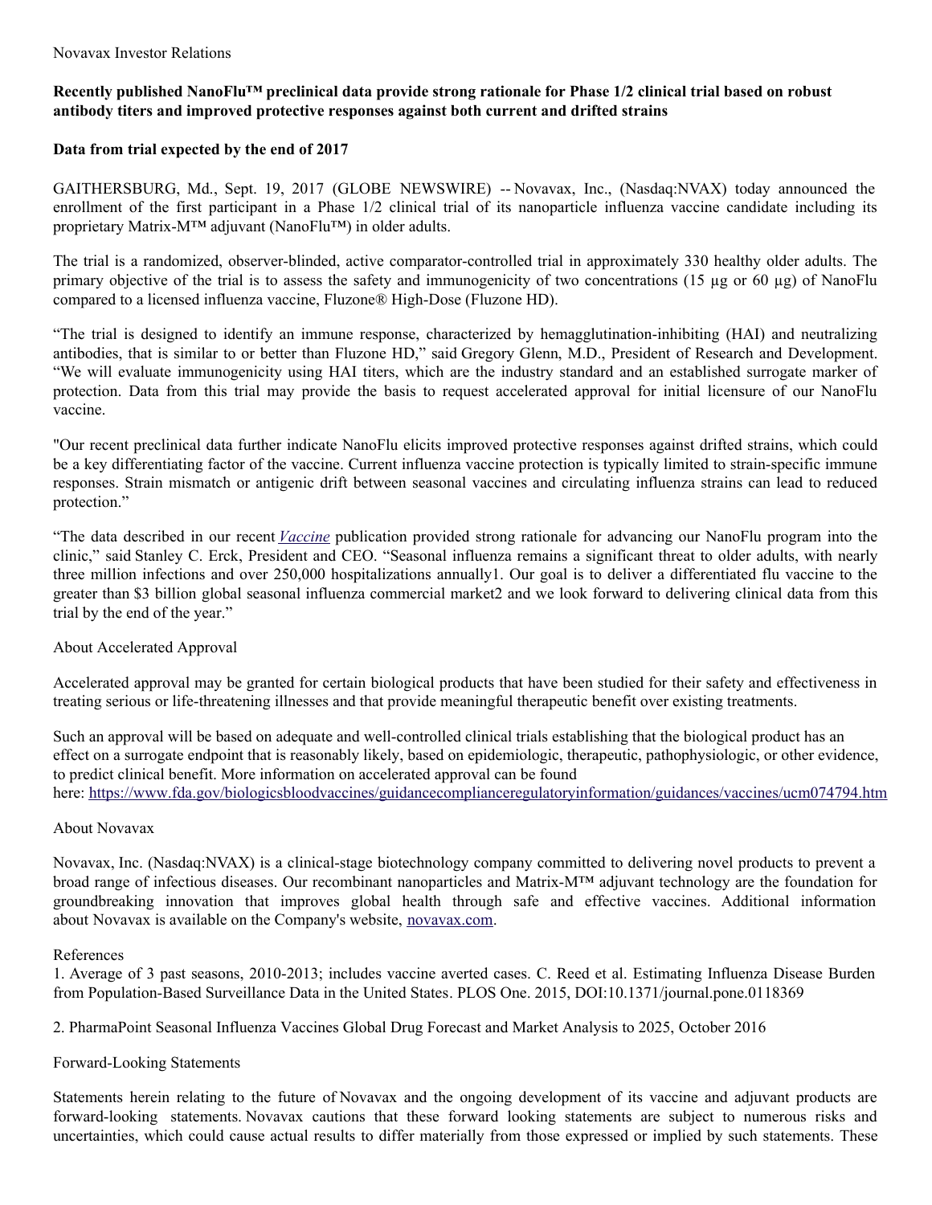Novavax Investor Relations

**Recently published NanoFlu™ preclinical data provide strong rationale for Phase 1/2 clinical trial based on robust antibody titers and improved protective responses against both current and drifted strains**

**Data from trial expected by the end of 2017**

GAITHERSBURG, Md., Sept. 19, 2017 (GLOBE NEWSWIRE) -- Novavax, Inc., (Nasdaq:NVAX) today announced the enrollment of the first participant in a Phase 1/2 clinical trial of its nanoparticle influenza vaccine candidate including its proprietary Matrix-M™ adjuvant (NanoFlu™) in older adults.

The trial is a randomized, observer-blinded, active comparator-controlled trial in approximately 330 healthy older adults. The primary objective of the trial is to assess the safety and immunogenicity of two concentrations (15 µg or 60 µg) of NanoFlu compared to a licensed influenza vaccine, Fluzone® High-Dose (Fluzone HD).

“The trial is designed to identify an immune response, characterized by hemagglutination-inhibiting (HAI) and neutralizing antibodies, that is similar to or better than Fluzone HD,” said Gregory Glenn, M.D., President of Research and Development. “We will evaluate immunogenicity using HAI titers, which are the industry standard and an established surrogate marker of protection. Data from this trial may provide the basis to request accelerated approval for initial licensure of our NanoFlu vaccine.

"Our recent preclinical data further indicate NanoFlu elicits improved protective responses against drifted strains, which could be a key differentiating factor of the vaccine. Current influenza vaccine protection is typically limited to strain-specific immune responses. Strain mismatch or antigenic drift between seasonal vaccines and circulating influenza strains can lead to reduced protection.”

“The data described in our recent *Vaccine* publication provided strong rationale for advancing our NanoFlu program into the clinic,” said Stanley C. Erck, President and CEO. “Seasonal influenza remains a significant threat to older adults, with nearly three million infections and over 250,000 hospitalizations annually[1]. Our goal is to deliver a differentiated flu vaccine to the greater than $3 billion global seasonal influenza commercial market[2] and we look forward to delivering clinical data from this trial by the end of the year.”

About Accelerated Approval

Accelerated approval may be granted for certain biological products that have been studied for their safety and effectiveness in treating serious or life-threatening illnesses and that provide meaningful therapeutic benefit over existing treatments.

Such an approval will be based on adequate and well-controlled clinical trials establishing that the biological product has an effect on a surrogate endpoint that is reasonably likely, based on epidemiologic, therapeutic, pathophysiologic, or other evidence, to predict clinical benefit. More information on accelerated approval can be found here: https://www.fda.gov/biologicsbloodvaccines/guidancecomplianceregulatoryinformation/guidances/vaccines/ucm074794.htm

About Novavax

Novavax, Inc. (Nasdaq:NVAX) is a clinical-stage biotechnology company committed to delivering novel products to prevent a broad range of infectious diseases. Our recombinant nanoparticles and Matrix-M™ adjuvant technology are the foundation for groundbreaking innovation that improves global health through safe and effective vaccines. Additional information about Novavax is available on the Company's website, novavax.com.

References

1. Average of 3 past seasons, 2010-2013; includes vaccine averted cases. C. Reed et al. Estimating Influenza Disease Burden from Population-Based Surveillance Data in the United States. PLOS One. 2015, DOI:10.1371/journal.pone.0118369

2. PharmaPoint Seasonal Influenza Vaccines Global Drug Forecast and Market Analysis to 2025, October 2016

Forward-Looking Statements

Statements herein relating to the future of Novavax and the ongoing development of its vaccine and adjuvant products are forward-looking statements. Novavax cautions that these forward looking statements are subject to numerous risks and uncertainties, which could cause actual results to differ materially from those expressed or implied by such statements. These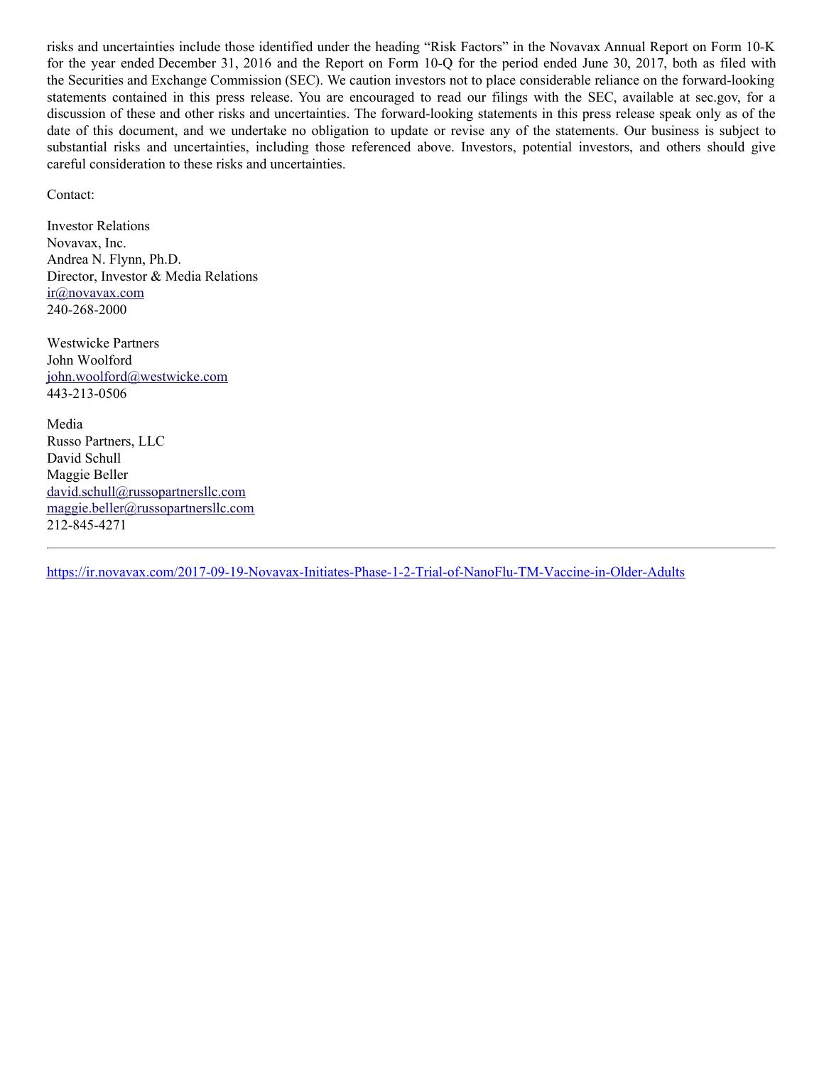risks and uncertainties include those identified under the heading "Risk Factors" in the Novavax Annual Report on Form 10-K for the year ended December 31, 2016 and the Report on Form 10-Q for the period ended June 30, 2017, both as filed with the Securities and Exchange Commission (SEC). We caution investors not to place considerable reliance on the forward-looking statements contained in this press release. You are encouraged to read our filings with the SEC, available at sec.gov, for a discussion of these and other risks and uncertainties. The forward-looking statements in this press release speak only as of the date of this document, and we undertake no obligation to update or revise any of the statements. Our business is subject to substantial risks and uncertainties, including those referenced above. Investors, potential investors, and others should give careful consideration to these risks and uncertainties.

Contact:

Investor Relations
Novavax, Inc.
Andrea N. Flynn, Ph.D.
Director, Investor & Media Relations
[ir@novavax.com](mailto:ir@novavax.com)
240-268-2000

Westwicke Partners
John Woolford
[john.woolford@westwicke.com](mailto:john.woolford@westwicke.com)
443-213-0506

Media
Russo Partners, LLC
David Schull
Maggie Beller
[david.schull@russopartnersllc.com](mailto:david.schull@russopartnersllc.com)
[maggie.beller@russopartnersllc.com](mailto:maggie.beller@russopartnersllc.com)
212-845-4271

---

https://ir.novavax.com/2017-09-19-Novavax-Initiates-Phase-1-2-Trial-of-NanoFlu-TM-Vaccine-in-Older-Adults